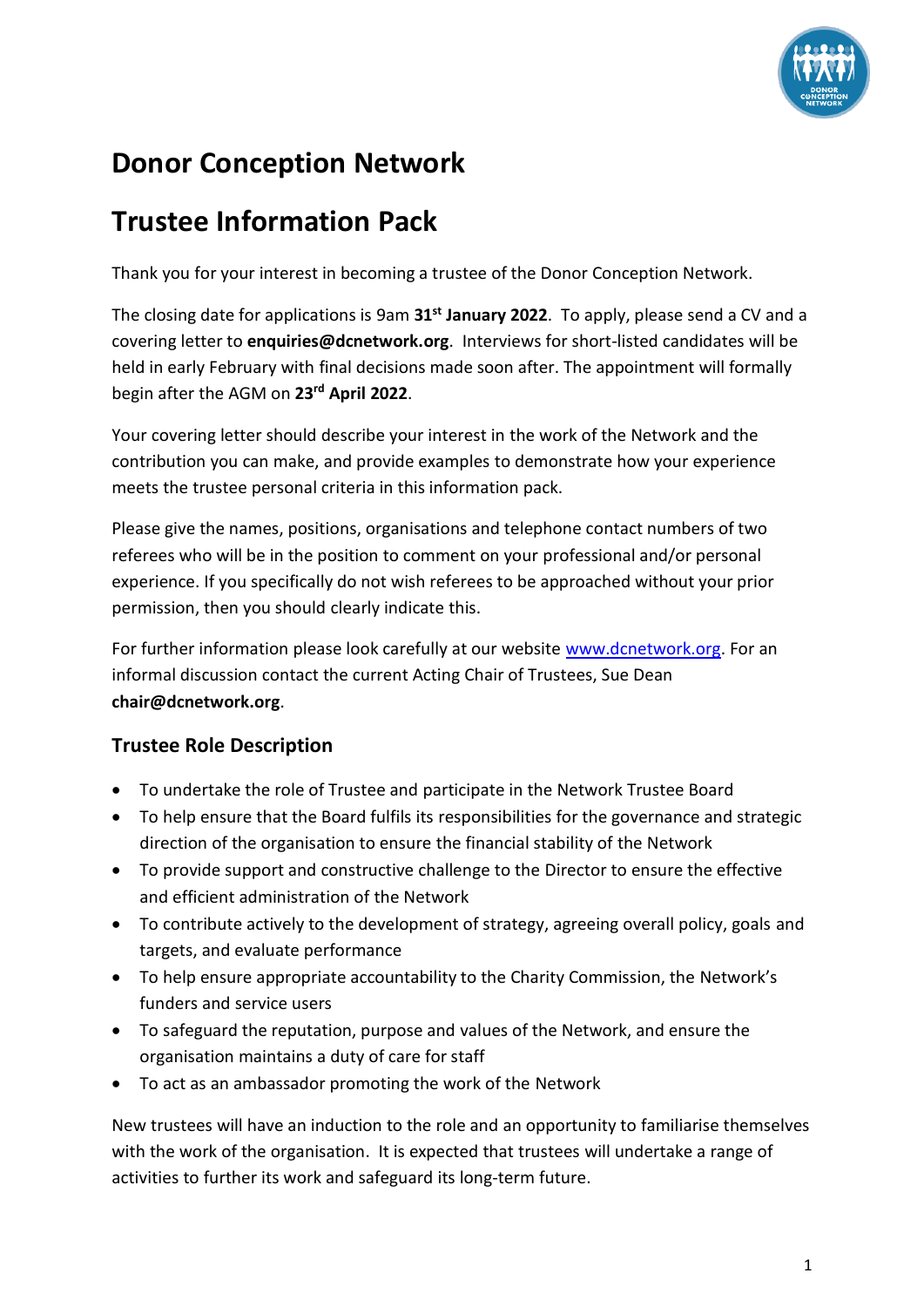# Donor Conception Network

# Trustee Information Pack

Thank you for your interest in becoming a trustee of the Donor Conception Network.

The closing date for applications is 9am **31st January 2022**. To apply, please send a CV and a covering letter to **enquiries@dcnetwork.org**. Interviews for short-listed candidates will be held in early February with final decisions made soon after. The appointment will formally begin after the AGM on **23rd April 2022**.

Your covering letter should describe your interest in the work of the Network and the contribution you can make, and provide examples to demonstrate how your experience meets the trustee personal criteria in this information pack.

Please give the names, positions, organisations and telephone contact numbers of two referees who will be in the position to comment on your professional and/or personal experience. If you specifically do not wish referees to be approached without your prior permission, then you should clearly indicate this.

For further information please look carefully at our website [www.dcnetwork.org](http://www.dcnetwork.org). For an informal discussion contact the current Acting Chair of Trustees, Sue Dean **chair@dcnetwork.org**.

## Trustee Role Description

- To undertake the role of Trustee and participate in the Network Trustee Board
- To help ensure that the Board fulfils its responsibilities for the governance and strategic direction of the organisation to ensure the financial stability of the Network
- To provide support and constructive challenge to the Director to ensure the effective and efficient administration of the Network
- To contribute actively to the development of strategy, agreeing overall policy, goals and targets, and evaluate performance
- To help ensure appropriate accountability to the Charity Commission, the Network's funders and service users
- To safeguard the reputation, purpose and values of the Network, and ensure the organisation maintains a duty of care for staff
- To act as an ambassador promoting the work of the Network

New trustees will have an induction to the role and an opportunity to familiarise themselves with the work of the organisation. It is expected that trustees will undertake a range of activities to further its work and safeguard its long-term future.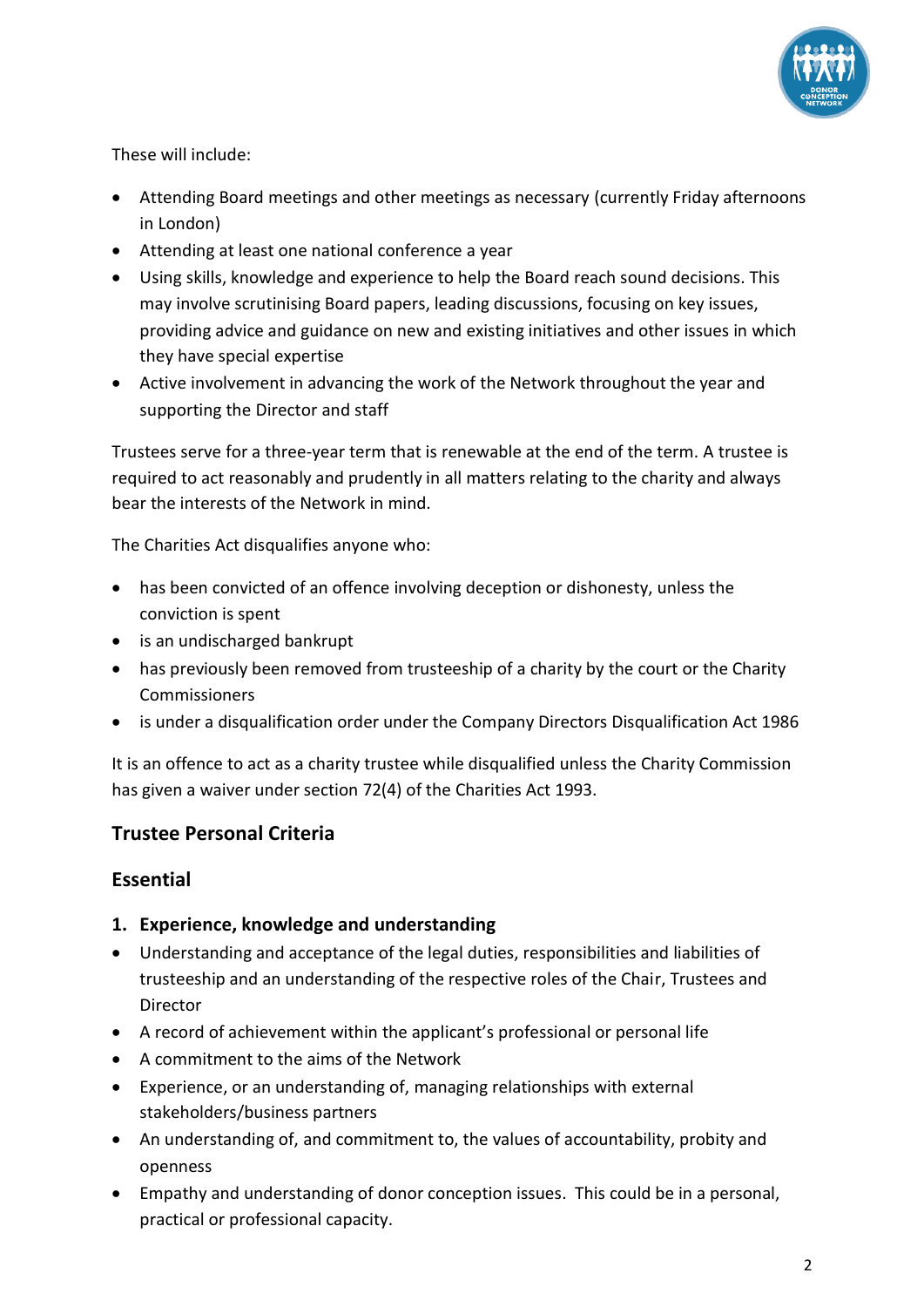These will include:

- Attending Board meetings and other meetings as necessary (currently Friday afternoons in London)
- Attending at least one national conference a year
- Using skills, knowledge and experience to help the Board reach sound decisions. This may involve scrutinising Board papers, leading discussions, focusing on key issues, providing advice and guidance on new and existing initiatives and other issues in which they have special expertise
- Active involvement in advancing the work of the Network throughout the year and supporting the Director and staff

Trustees serve for a three-year term that is renewable at the end of the term. A trustee is required to act reasonably and prudently in all matters relating to the charity and always bear the interests of the Network in mind.

The Charities Act disqualifies anyone who:

- has been convicted of an offence involving deception or dishonesty, unless the conviction is spent
- is an undischarged bankrupt
- has previously been removed from trusteeship of a charity by the court or the Charity Commissioners
- is under a disqualification order under the Company Directors Disqualification Act 1986

It is an offence to act as a charity trustee while disqualified unless the Charity Commission has given a waiver under section 72(4) of the Charities Act 1993.

## Trustee Personal Criteria

## Essential

### 1. Experience, knowledge and understanding

- Understanding and acceptance of the legal duties, responsibilities and liabilities of trusteeship and an understanding of the respective roles of the Chair, Trustees and Director
- A record of achievement within the applicant's professional or personal life
- A commitment to the aims of the Network
- Experience, or an understanding of, managing relationships with external stakeholders/business partners
- An understanding of, and commitment to, the values of accountability, probity and openness
- Empathy and understanding of donor conception issues. This could be in a personal, practical or professional capacity.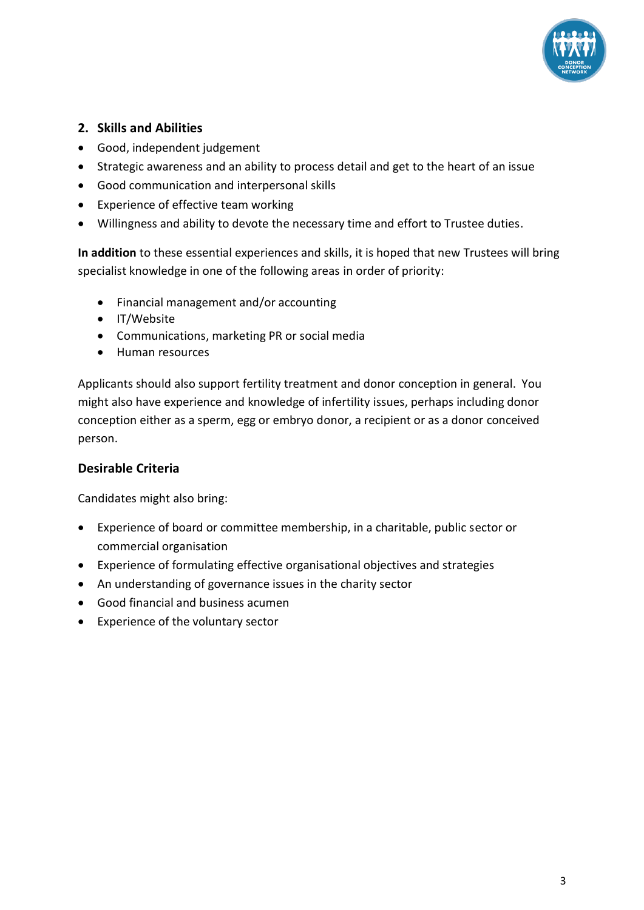## 2. Skills and Abilities

- Good, independent judgement
- Strategic awareness and an ability to process detail and get to the heart of an issue
- Good communication and interpersonal skills
- Experience of effective team working
- Willingness and ability to devote the necessary time and effort to Trustee duties.

**In addition** to these essential experiences and skills, it is hoped that new Trustees will bring specialist knowledge in one of the following areas in order of priority:

- Financial management and/or accounting
- IT/Website
- Communications, marketing PR or social media
- Human resources

Applicants should also support fertility treatment and donor conception in general. You might also have experience and knowledge of infertility issues, perhaps including donor conception either as a sperm, egg or embryo donor, a recipient or as a donor conceived person.

### Desirable Criteria

Candidates might also bring:

- Experience of board or committee membership, in a charitable, public sector or commercial organisation
- Experience of formulating effective organisational objectives and strategies
- An understanding of governance issues in the charity sector
- Good financial and business acumen
- Experience of the voluntary sector